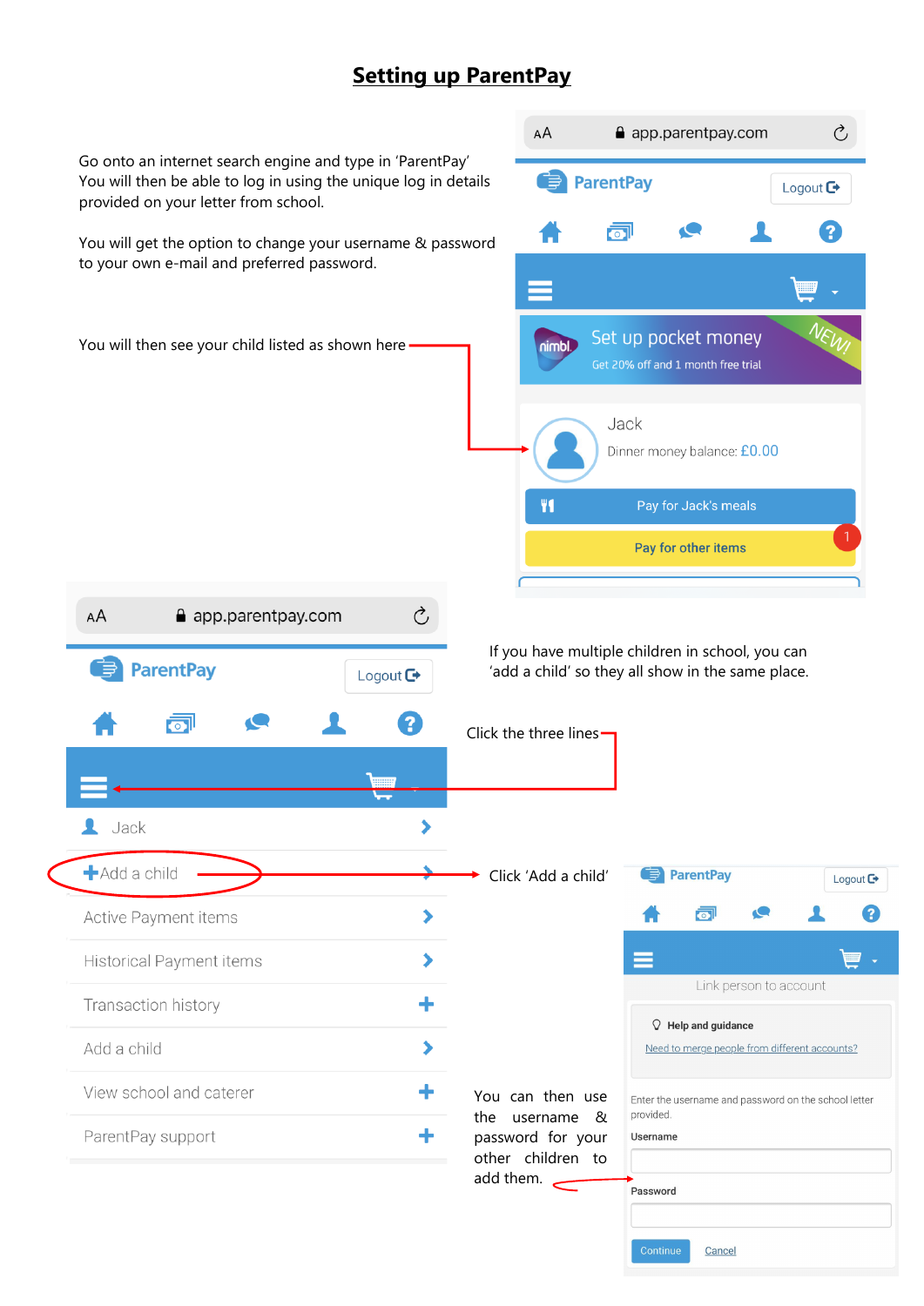# Setting up ParentPay

Go onto an internet search engine and type in 'ParentPay'
You will then be able to log in using the unique log in details provided on your letter from school.

You will get the option to change your username & password to your own e-mail and preferred password.

You will then see your child listed as shown here

app.parentpay.com

ParentPay

Logout

Set up pocket money
Get 20% off and 1 month free trial

NEW!

Jack
Dinner money balance: £0.00

Pay for Jack's meals

Pay for other items

If you have multiple children in school, you can 'add a child' so they all show in the same place.

Click the three lines

app.parentpay.com

ParentPay

Logout

- Jack
- Add a child
- Active Payment items
- Historical Payment items
- Transaction history
- Add a child
- View school and caterer
- ParentPay support

Click 'Add a child'

ParentPay

Logout

Link person to account

Help and guidance

Need to merge people from different accounts?

Enter the username and password on the school letter provided.

Username

Password

Continue Cancel

You can then use the username & password for your other children to add them.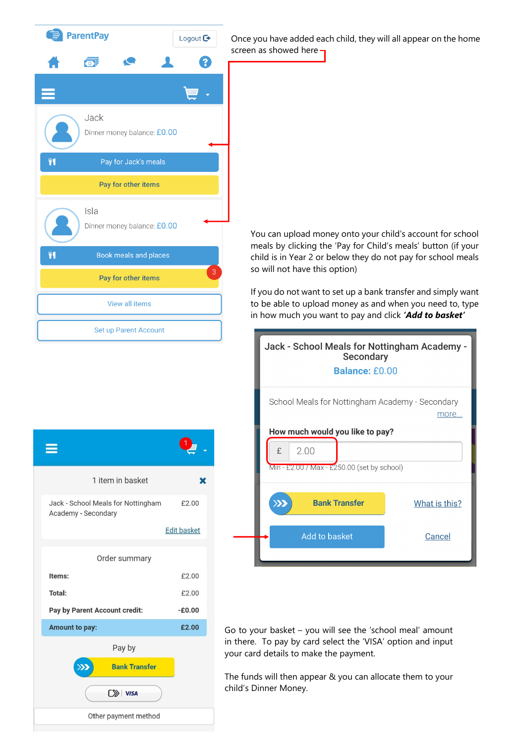ParentPay

Logout

Jack

Dinner money balance: £0.00

Pay for Jack's meals

Pay for other items

Isla

Dinner money balance: £0.00

Book meals and places

Pay for other items

3

View all items

Set up Parent Account

Once you have added each child, they will all appear on the home screen as showed here

You can upload money onto your child's account for school meals by clicking the 'Pay for Child's meals' button (if your child is in Year 2 or below they do not pay for school meals so will not have this option)

If you do not want to set up a bank transfer and simply want to be able to upload money as and when you need to, type in how much you want to pay and click ***'Add to basket'***

Jack - School Meals for Nottingham Academy - Secondary

**Balance: £0.00**

School Meals for Nottingham Academy - Secondary

more...

**How much would you like to pay?**

£ 2.00

Min - £2.00 / Max - £250.00 (set by school)

Bank Transfer

What is this?

Add to basket

Cancel

1

1 item in basket

| | |
|---|---|
| Jack - School Meals for Nottingham Academy - Secondary | £2.00 |

Edit basket

Order summary

| | |
|---|---|
| **Items:** | £2.00 |
| **Total:** | £2.00 |
| **Pay by Parent Account credit:** | **-£0.00** |
| **Amount to pay:** | **£2.00** |

Pay by

Bank Transfer

VISA

Other payment method

Go to your basket – you will see the 'school meal' amount in there. To pay by card select the 'VISA' option and input your card details to make the payment.

The funds will then appear & you can allocate them to your child's Dinner Money.